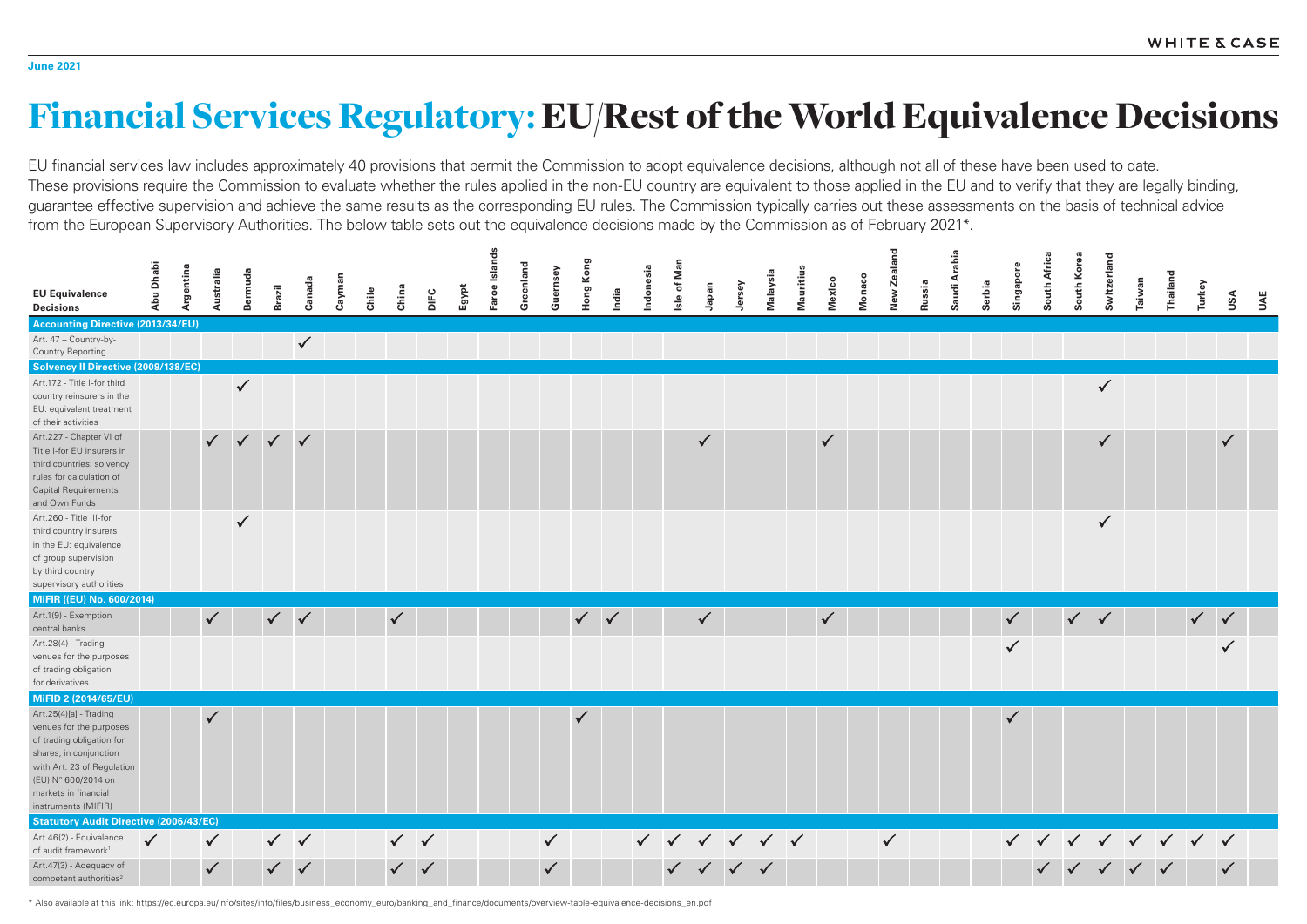# Financial Services Regulatory: EU/Rest of the World Equivalence Decisions

June 2021

EU financial services law includes approximately 40 provisions that permit the Commission to adopt equivalence decisions, although not all of these have been used to date. These provisions require the Commission to evaluate whether the rules applied in the non-EU country are equivalent to those applied in the EU and to verify that they are legally binding, guarantee effective supervision and achieve the same results as the corresponding EU rules. The Commission typically carries out these assessments on the basis of technical advice from the European Supervisory Authorities. The below table sets out the equivalence decisions made by the Commission as of February 2021*.

| EU Equivalence Decisions | Abu Dhabi | Argentina | Australia | Bermuda | Brazil | Canada | Cayman | Chile | China | DIFC | Egypt | Faroe Islands | Greenland | Guernsey | Hong Kong | India | Indonesia | Isle of Man | Japan | Jersey | Malaysia | Mauritius | Mexico | Monaco | New Zealand | Russia | Saudi Arabia | Serbia | Singapore | South Africa | South Korea | Switzerland | Taiwan | Thailand | Turkey | USA | UAE |
|---|---|---|---|---|---|---|---|---|---|---|---|---|---|---|---|---|---|---|---|---|---|---|---|---|---|---|---|---|---|---|---|---|---|---|---|---|---|
| **Accounting Directive (2013/34/EU)** | | | | | | | | | | | | | | | | | | | | | | | | | | | | | | | | | | | | | |
| Art. 47 – Country-by-Country Reporting | | | | | | ✓ | | | | | | | | | | | | | | | | | | | | | | | | | | | | | | | |
| **Solvency II Directive (2009/138/EC)** | | | | | | | | | | | | | | | | | | | | | | | | | | | | | | | | | | | | | |
| Art.172 - Title I-for third country reinsurers in the EU: equivalent treatment of their activities | | | | ✓ | | | | | | | | | | | | | | | | | | | | | | | | | | | | ✓ | | | | | |
| Art.227 - Chapter VI of Title I-for EU insurers in third countries: solvency rules for calculation of Capital Requirements and Own Funds | | | ✓ | ✓ | ✓ | ✓ | | | | | | | | | | | | | ✓ | | | | ✓ | | | | | | | | | ✓ | | | | ✓ | |
| Art.260 - Title III-for third country insurers in the EU: equivalence of group supervision by third country supervisory authorities | | | | ✓ | | | | | | | | | | | | | | | | | | | | | | | | | | | | ✓ | | | | | |
| **MiFIR ((EU) No. 600/2014)** | | | | | | | | | | | | | | | | | | | | | | | | | | | | | | | | | | | | | |
| Art.1(9) - Exemption central banks | | | ✓ | | ✓ | ✓ | | | ✓ | | | | | | ✓ | ✓ | | | ✓ | | | | ✓ | | | | | | ✓ | | ✓ | ✓ | | | ✓ | ✓ | |
| Art.28(4) - Trading venues for the purposes of trading obligation for derivatives | | | | | | | | | | | | | | | | | | | | | | | | | | | | | ✓ | | | | | | | ✓ | |
| **MiFID 2 (2014/65/EU)** | | | | | | | | | | | | | | | | | | | | | | | | | | | | | | | | | | | | | |
| Art.25(4)(a) - Trading venues for the purposes of trading obligation for shares, in conjunction with Art. 23 of Regulation (EU) N° 600/2014 on markets in financial instruments (MIFIR) | | | ✓ | | | | | | | | | | | | ✓ | | | | | | | | | | | | | | ✓ | | | | | | | | |
| **Statutory Audit Directive (2006/43/EC)** | | | | | | | | | | | | | | | | | | | | | | | | | | | | | | | | | | | | | |
| Art.46(2) - Equivalence of audit framework[1] | ✓ | | ✓ | | ✓ | ✓ | | | ✓ | ✓ | | | | ✓ | | | ✓ | ✓ | ✓ | ✓ | ✓ | ✓ | | | ✓ | | | | ✓ | ✓ | ✓ | ✓ | ✓ | ✓ | ✓ | ✓ | |
| Art.47(3) - Adequacy of competent authorities[2] | | | ✓ | | ✓ | ✓ | | | ✓ | ✓ | | | | ✓ | | | | ✓ | ✓ | ✓ | ✓ | | | | | | | | | ✓ | ✓ | ✓ | ✓ | ✓ | | ✓ | |

\* Also available at this link: https://ec.europa.eu/info/sites/info/files/business_economy_euro/banking_and_finance/documents/overview-table-equivalence-decisions_en.pdf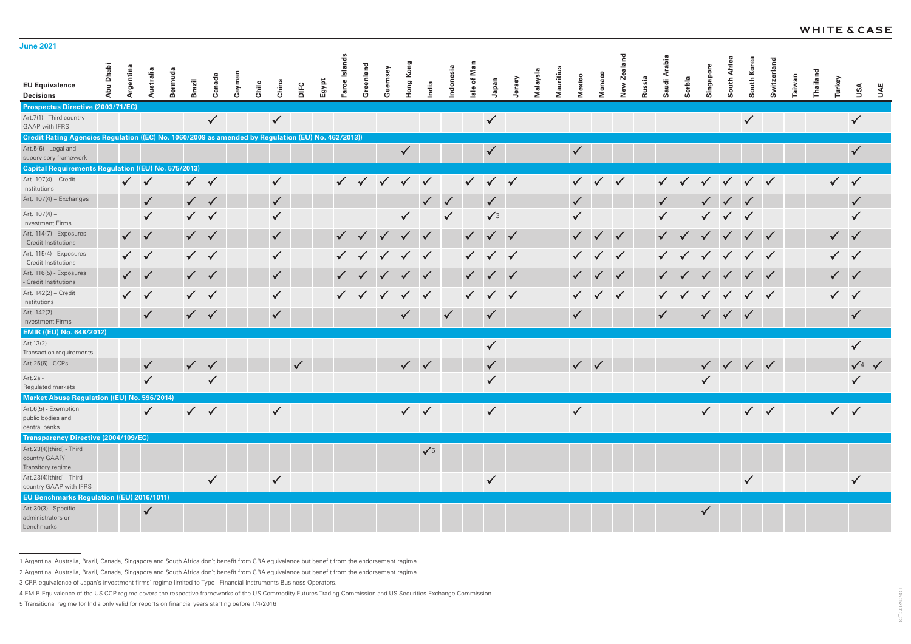**June 2021**

| EU Equivalence Decisions | Abu Dhabi | Argentina | Australia | Bermuda | Brazil | Canada | Cayman | Chile | China | DIFC | Egypt | Faroe Islands | Greenland | Guernsey | Hong Kong | India | Indonesia | Isle of Man | Japan | Jersey | Malaysia | Mauritius | Mexico | Monaco | New Zealand | Russia | Saudi Arabia | Serbia | Singapore | South Africa | South Korea | Switzerland | Taiwan | Thailand | Turkey | USA | UAE |
|---|---|---|---|---|---|---|---|---|---|---|---|---|---|---|---|---|---|---|---|---|---|---|---|---|---|---|---|---|---|---|---|---|---|---|---|---|---|
| **Prospectus Directive (2003/71/EC)** | | | | | | | | | | | | | | | | | | | | | | | | | | | | | | | | | | | | | |
| Art.7(1) - Third country GAAP with IFRS | | | | | | ✓ | | | ✓ | | | | | | | | | | ✓ | | | | | | | | | | | | ✓ | | | | | ✓ | |
| **Credit Rating Agencies Regulation ((EC) No. 1060/2009 as amended by Regulation (EU) No. 462/2013))** | | | | | | | | | | | | | | | | | | | | | | | | | | | | | | | | | | | | | |
| Art.5(6) - Legal and supervisory framework | | | | | | | | | | | | | | | ✓ | | | | ✓ | | | | ✓ | | | | | | | | | | | | | ✓ | |
| **Capital Requirements Regulation ((EU) No. 575/2013)** | | | | | | | | | | | | | | | | | | | | | | | | | | | | | | | | | | | | | |
| Art. 107(4) – Credit Institutions | | ✓ | ✓ | | ✓ | ✓ | | | ✓ | | | ✓ | ✓ | ✓ | ✓ | ✓ | | ✓ | ✓ | ✓ | | | ✓ | ✓ | ✓ | | ✓ | ✓ | ✓ | ✓ | ✓ | ✓ | | | ✓ | ✓ | |
| Art. 107(4) – Exchanges | | | ✓ | | ✓ | ✓ | | | ✓ | | | | | | | ✓ | ✓ | | ✓ | | | | ✓ | | | | ✓ | | ✓ | ✓ | ✓ | | | | | ✓ | |
| Art. 107(4) – Investment Firms | | | ✓ | | ✓ | ✓ | | | ✓ | | | | | | ✓ | | ✓ | | ✓3 | | | | ✓ | | | | ✓ | | ✓ | ✓ | ✓ | | | | | ✓ | |
| Art. 114(7) - Exposures - Credit Institutions | | ✓ | ✓ | | ✓ | ✓ | | | ✓ | | | ✓ | ✓ | ✓ | ✓ | ✓ | | ✓ | ✓ | ✓ | | | ✓ | ✓ | ✓ | | ✓ | ✓ | ✓ | ✓ | ✓ | ✓ | | | ✓ | ✓ | |
| Art. 115(4) - Exposures - Credit Institutions | | ✓ | ✓ | | ✓ | ✓ | | | ✓ | | | ✓ | ✓ | ✓ | ✓ | ✓ | | ✓ | ✓ | ✓ | | | ✓ | ✓ | ✓ | | ✓ | ✓ | ✓ | ✓ | ✓ | ✓ | | | ✓ | ✓ | |
| Art. 116(5) - Exposures - Credit Institutions | | ✓ | ✓ | | ✓ | ✓ | | | ✓ | | | ✓ | ✓ | ✓ | ✓ | ✓ | | ✓ | ✓ | ✓ | | | ✓ | ✓ | ✓ | | ✓ | ✓ | ✓ | ✓ | ✓ | ✓ | | | ✓ | ✓ | |
| Art. 142(2) – Credit Institutions | | ✓ | ✓ | | ✓ | ✓ | | | ✓ | | | ✓ | ✓ | ✓ | ✓ | ✓ | | ✓ | ✓ | ✓ | | | ✓ | ✓ | ✓ | | ✓ | ✓ | ✓ | ✓ | ✓ | ✓ | | | ✓ | ✓ | |
| Art. 142(2) - Investment Firms | | | ✓ | | ✓ | ✓ | | | ✓ | | | | | | ✓ | | ✓ | | ✓ | | | | ✓ | | | | ✓ | | ✓ | ✓ | ✓ | | | | | ✓ | |
| **EMIR ((EU) No. 648/2012)** | | | | | | | | | | | | | | | | | | | | | | | | | | | | | | | | | | | | | |
| Art.13(2) - Transaction requirements | | | | | | | | | | | | | | | | | | | ✓ | | | | | | | | | | | | | | | | | ✓ | |
| Art.25(6) - CCPs | | | ✓ | | ✓ | ✓ | | | | ✓ | | | | | ✓ | ✓ | | | ✓ | | | | ✓ | ✓ | | | | | ✓ | ✓ | ✓ | ✓ | | | | ✓4 | ✓ |
| Art.2a - Regulated markets | | | ✓ | | | ✓ | | | | | | | | | | | | | ✓ | | | | | | | | | | ✓ | | | | | | | ✓ | |
| **Market Abuse Regulation ((EU) No. 596/2014)** | | | | | | | | | | | | | | | | | | | | | | | | | | | | | | | | | | | | | |
| Art.6(5) - Exemption public bodies and central banks | | | ✓ | | ✓ | ✓ | | | ✓ | | | | | | ✓ | ✓ | | | ✓ | | | | ✓ | | | | | | ✓ | | ✓ | ✓ | | | ✓ | ✓ | |
| **Transparency Directive (2004/109/EC)** | | | | | | | | | | | | | | | | | | | | | | | | | | | | | | | | | | | | | |
| Art.23(4)[third] - Third country GAAP/ Transitory regime | | | | | | | | | | | | | | | | ✓5 | | | | | | | | | | | | | | | | | | | | | |
| Art.23(4)[third] - Third country GAAP with IFRS | | | | | | ✓ | | | ✓ | | | | | | | | | | ✓ | | | | | | | | | | | | ✓ | | | | | ✓ | |
| **EU Benchmarks Regulation ((EU) 2016/1011)** | | | | | | | | | | | | | | | | | | | | | | | | | | | | | | | | | | | | | |
| Art.30(3) - Specific administrators or benchmarks | | | ✓ | | | | | | | | | | | | | | | | | | | | | | | | | | ✓ | | | | | | | | |

1 Argentina, Australia, Brazil, Canada, Singapore and South Africa don't benefit from CRA equivalence but benefit from the endorsement regime.

2 Argentina, Australia, Brazil, Canada, Singapore and South Africa don't benefit from CRA equivalence but benefit from the endorsement regime.

3 CRR equivalence of Japan's investment firms' regime limited to Type I Financial Instruments Business Operators.

4 EMIR Equivalence of the US CCP regime covers the respective frameworks of the US Commodity Futures Trading Commission and US Securities Exchange Commission

5 Transitional regime for India only valid for reports on financial years starting before 1/4/2016